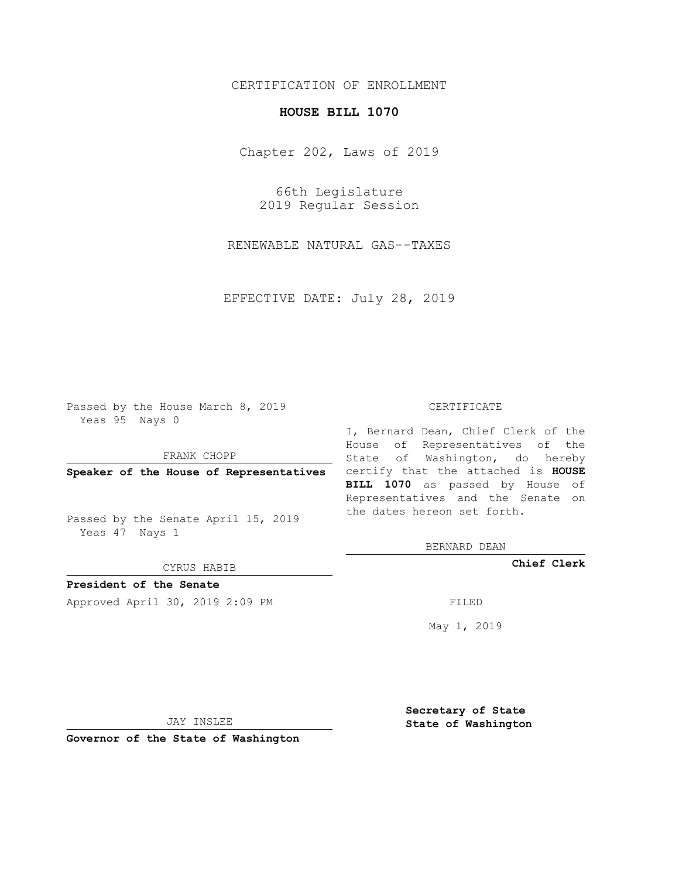CERTIFICATION OF ENROLLMENT

**HOUSE BILL 1070**

Chapter 202, Laws of 2019

66th Legislature
2019 Regular Session

RENEWABLE NATURAL GAS--TAXES

EFFECTIVE DATE: July 28, 2019

Passed by the House March 8, 2019
Yeas 95 Nays 0

FRANK CHOPP

**Speaker of the House of Representatives**

Passed by the Senate April 15, 2019
Yeas 47 Nays 1

CYRUS HABIB

**President of the Senate**

Approved April 30, 2019 2:09 PM

JAY INSLEE

**Governor of the State of Washington**

CERTIFICATE

I, Bernard Dean, Chief Clerk of the House of Representatives of the State of Washington, do hereby certify that the attached is **HOUSE BILL 1070** as passed by House of Representatives and the Senate on the dates hereon set forth.

BERNARD DEAN

**Chief Clerk**

FILED

May 1, 2019

**Secretary of State**
**State of Washington**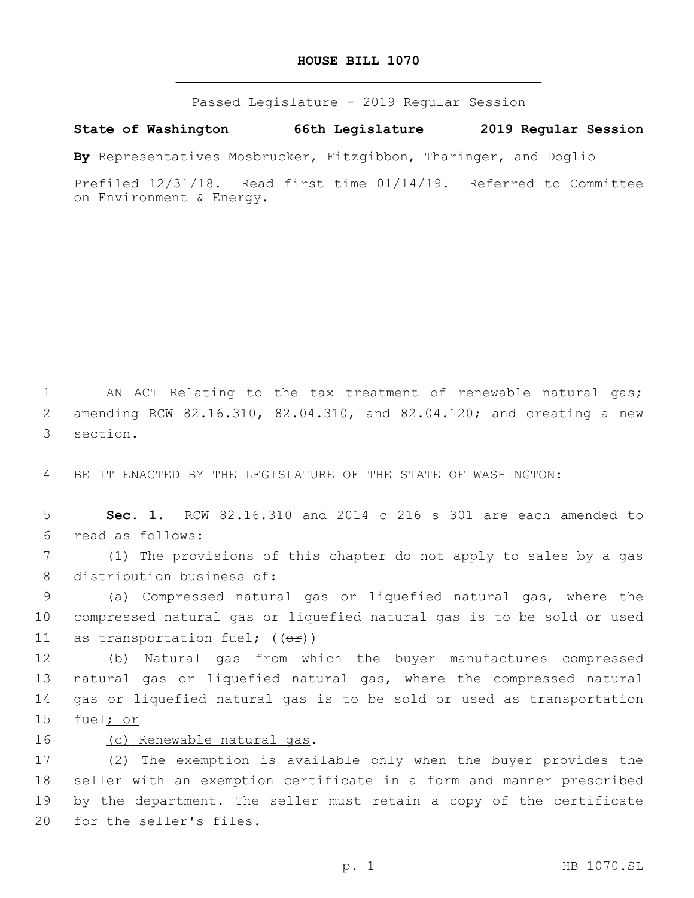# HOUSE BILL 1070

Passed Legislature - 2019 Regular Session

**State of Washington 66th Legislature 2019 Regular Session**

**By** Representatives Mosbrucker, Fitzgibbon, Tharinger, and Doglio

Prefiled 12/31/18. Read first time 01/14/19. Referred to Committee on Environment & Energy.

AN ACT Relating to the tax treatment of renewable natural gas; amending RCW 82.16.310, 82.04.310, and 82.04.120; and creating a new section.

BE IT ENACTED BY THE LEGISLATURE OF THE STATE OF WASHINGTON:

**Sec. 1.** RCW 82.16.310 and 2014 c 216 s 301 are each amended to read as follows:

(1) The provisions of this chapter do not apply to sales by a gas distribution business of:

(a) Compressed natural gas or liquefied natural gas, where the compressed natural gas or liquefied natural gas is to be sold or used as transportation fuel; ((~~or~~))

(b) Natural gas from which the buyer manufactures compressed natural gas or liquefied natural gas, where the compressed natural gas or liquefied natural gas is to be sold or used as transportation fuel<u>; or</u>

<u>(c) Renewable natural gas</u>.

(2) The exemption is available only when the buyer provides the seller with an exemption certificate in a form and manner prescribed by the department. The seller must retain a copy of the certificate for the seller's files.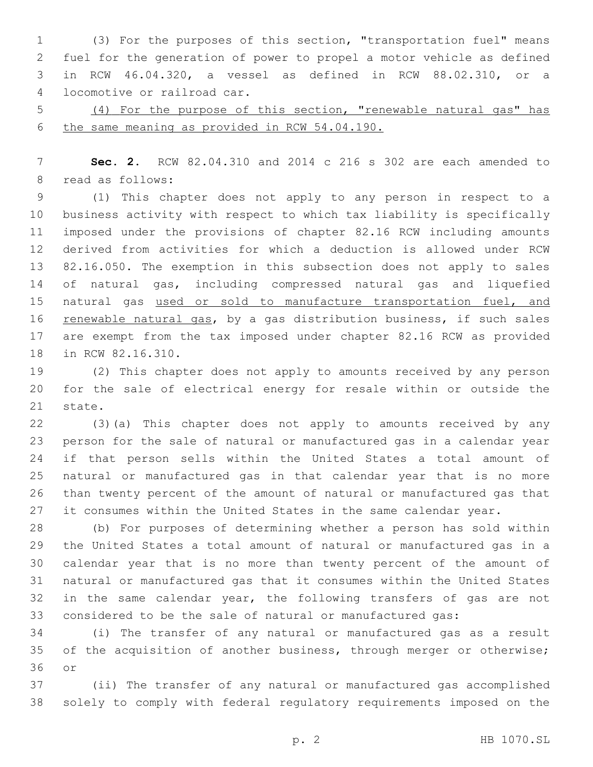(3) For the purposes of this section, "transportation fuel" means fuel for the generation of power to propel a motor vehicle as defined in RCW 46.04.320, a vessel as defined in RCW 88.02.310, or a locomotive or railroad car.

<u>(4) For the purpose of this section, "renewable natural gas" has the same meaning as provided in RCW 54.04.190.</u>

**Sec. 2.** RCW 82.04.310 and 2014 c 216 s 302 are each amended to read as follows:

(1) This chapter does not apply to any person in respect to a business activity with respect to which tax liability is specifically imposed under the provisions of chapter 82.16 RCW including amounts derived from activities for which a deduction is allowed under RCW 82.16.050. The exemption in this subsection does not apply to sales of natural gas, including compressed natural gas and liquefied natural gas <u>used or sold to manufacture transportation fuel, and renewable natural gas</u>, by a gas distribution business, if such sales are exempt from the tax imposed under chapter 82.16 RCW as provided in RCW 82.16.310.

(2) This chapter does not apply to amounts received by any person for the sale of electrical energy for resale within or outside the state.

(3)(a) This chapter does not apply to amounts received by any person for the sale of natural or manufactured gas in a calendar year if that person sells within the United States a total amount of natural or manufactured gas in that calendar year that is no more than twenty percent of the amount of natural or manufactured gas that it consumes within the United States in the same calendar year.

(b) For purposes of determining whether a person has sold within the United States a total amount of natural or manufactured gas in a calendar year that is no more than twenty percent of the amount of natural or manufactured gas that it consumes within the United States in the same calendar year, the following transfers of gas are not considered to be the sale of natural or manufactured gas:

(i) The transfer of any natural or manufactured gas as a result of the acquisition of another business, through merger or otherwise; or

(ii) The transfer of any natural or manufactured gas accomplished solely to comply with federal regulatory requirements imposed on the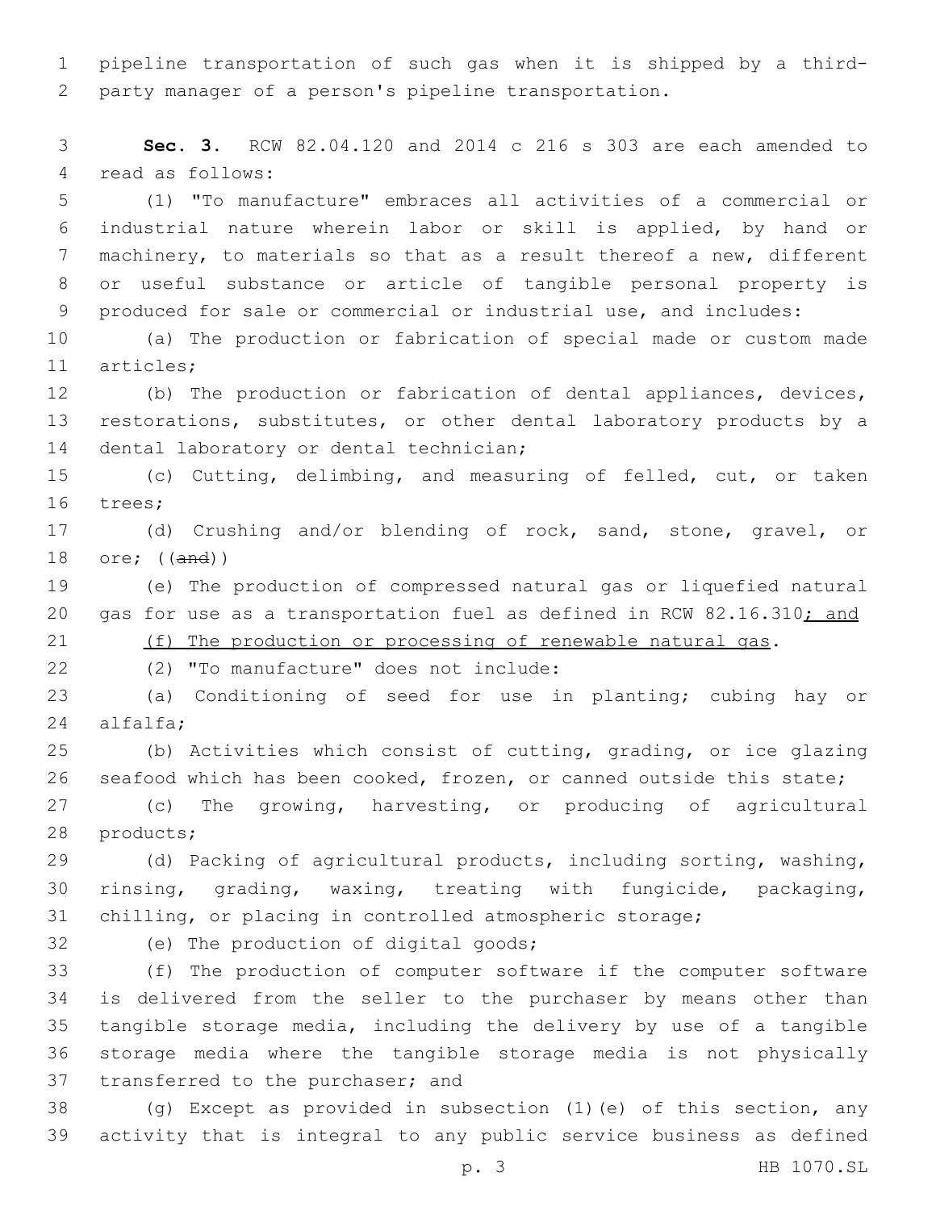pipeline transportation of such gas when it is shipped by a third-party manager of a person's pipeline transportation.

**Sec. 3.** RCW 82.04.120 and 2014 c 216 s 303 are each amended to read as follows:

(1) "To manufacture" embraces all activities of a commercial or industrial nature wherein labor or skill is applied, by hand or machinery, to materials so that as a result thereof a new, different or useful substance or article of tangible personal property is produced for sale or commercial or industrial use, and includes:

(a) The production or fabrication of special made or custom made articles;

(b) The production or fabrication of dental appliances, devices, restorations, substitutes, or other dental laboratory products by a dental laboratory or dental technician;

(c) Cutting, delimbing, and measuring of felled, cut, or taken trees;

(d) Crushing and/or blending of rock, sand, stone, gravel, or ore; ((~~and~~))

(e) The production of compressed natural gas or liquefied natural gas for use as a transportation fuel as defined in RCW 82.16.310<u>; and</u>

<u>(f) The production or processing of renewable natural gas</u>.

(2) "To manufacture" does not include:

(a) Conditioning of seed for use in planting; cubing hay or alfalfa;

(b) Activities which consist of cutting, grading, or ice glazing seafood which has been cooked, frozen, or canned outside this state;

(c) The growing, harvesting, or producing of agricultural products;

(d) Packing of agricultural products, including sorting, washing, rinsing, grading, waxing, treating with fungicide, packaging, chilling, or placing in controlled atmospheric storage;

(e) The production of digital goods;

(f) The production of computer software if the computer software is delivered from the seller to the purchaser by means other than tangible storage media, including the delivery by use of a tangible storage media where the tangible storage media is not physically transferred to the purchaser; and

(g) Except as provided in subsection (1)(e) of this section, any activity that is integral to any public service business as defined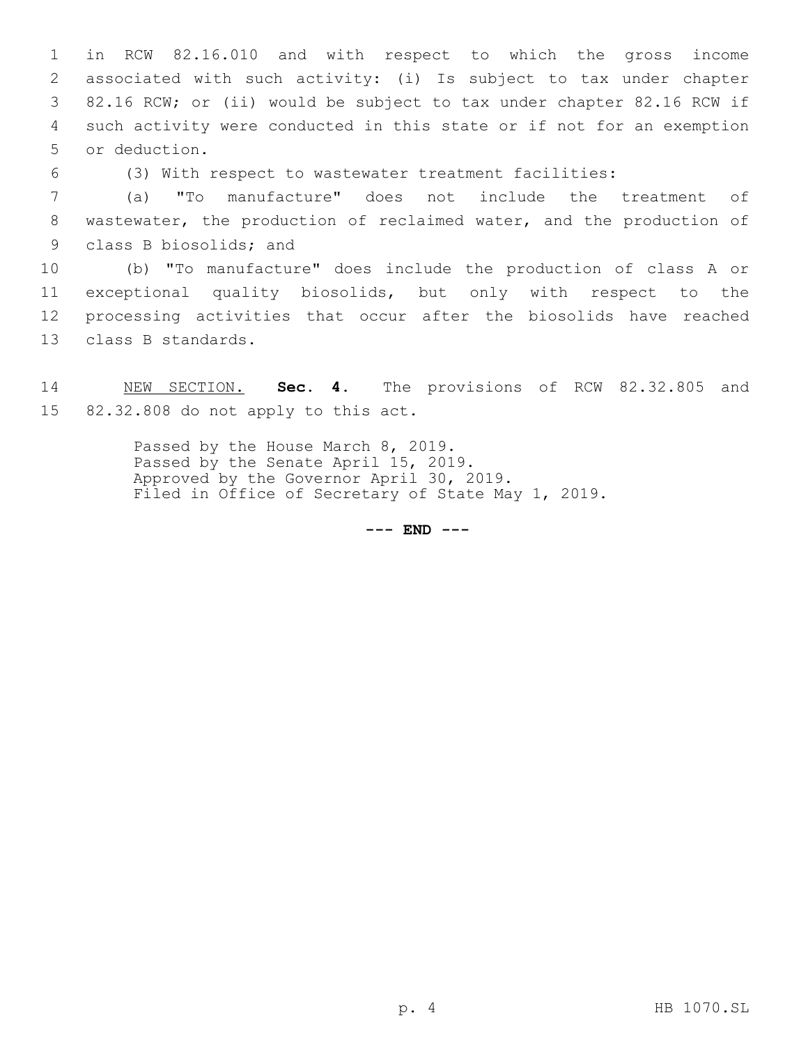in RCW 82.16.010 and with respect to which the gross income associated with such activity: (i) Is subject to tax under chapter 82.16 RCW; or (ii) would be subject to tax under chapter 82.16 RCW if such activity were conducted in this state or if not for an exemption or deduction.

(3) With respect to wastewater treatment facilities:

(a) "To manufacture" does not include the treatment of wastewater, the production of reclaimed water, and the production of class B biosolids; and

(b) "To manufacture" does include the production of class A or exceptional quality biosolids, but only with respect to the processing activities that occur after the biosolids have reached class B standards.

NEW SECTION. **Sec. 4.** The provisions of RCW 82.32.805 and 82.32.808 do not apply to this act.

Passed by the House March 8, 2019.
Passed by the Senate April 15, 2019.
Approved by the Governor April 30, 2019.
Filed in Office of Secretary of State May 1, 2019.

**--- END ---**